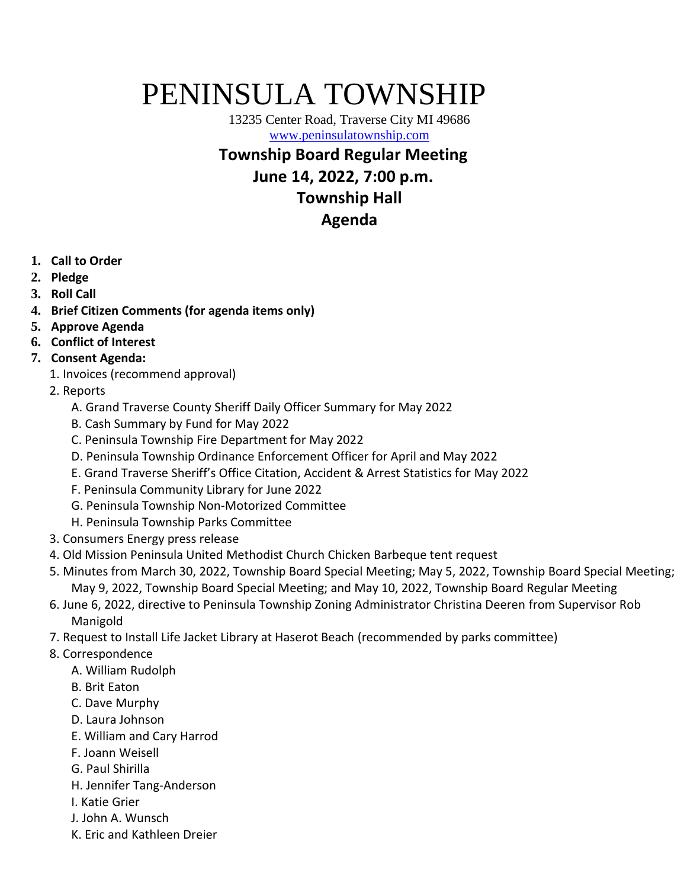# PENINSULA TOWNSHIP

13235 Center Road, Traverse City MI 49686
www.peninsulatownship.com

## Township Board Regular Meeting
## June 14, 2022, 7:00 p.m.
## Township Hall
## Agenda

1. **Call to Order**
2. **Pledge**
3. **Roll Call**
4. **Brief Citizen Comments (for agenda items only)**
5. **Approve Agenda**
6. **Conflict of Interest**
7. **Consent Agenda:**
   1. Invoices (recommend approval)
   2. Reports
      - A. Grand Traverse County Sheriff Daily Officer Summary for May 2022
      - B. Cash Summary by Fund for May 2022
      - C. Peninsula Township Fire Department for May 2022
      - D. Peninsula Township Ordinance Enforcement Officer for April and May 2022
      - E. Grand Traverse Sheriff's Office Citation, Accident & Arrest Statistics for May 2022
      - F. Peninsula Community Library for June 2022
      - G. Peninsula Township Non-Motorized Committee
      - H. Peninsula Township Parks Committee
   3. Consumers Energy press release
   4. Old Mission Peninsula United Methodist Church Chicken Barbeque tent request
   5. Minutes from March 30, 2022, Township Board Special Meeting; May 5, 2022, Township Board Special Meeting; May 9, 2022, Township Board Special Meeting; and May 10, 2022, Township Board Regular Meeting
   6. June 6, 2022, directive to Peninsula Township Zoning Administrator Christina Deeren from Supervisor Rob Manigold
   7. Request to Install Life Jacket Library at Haserot Beach (recommended by parks committee)
   8. Correspondence
      - A. William Rudolph
      - B. Brit Eaton
      - C. Dave Murphy
      - D. Laura Johnson
      - E. William and Cary Harrod
      - F. Joann Weisell
      - G. Paul Shirilla
      - H. Jennifer Tang-Anderson
      - I. Katie Grier
      - J. John A. Wunsch
      - K. Eric and Kathleen Dreier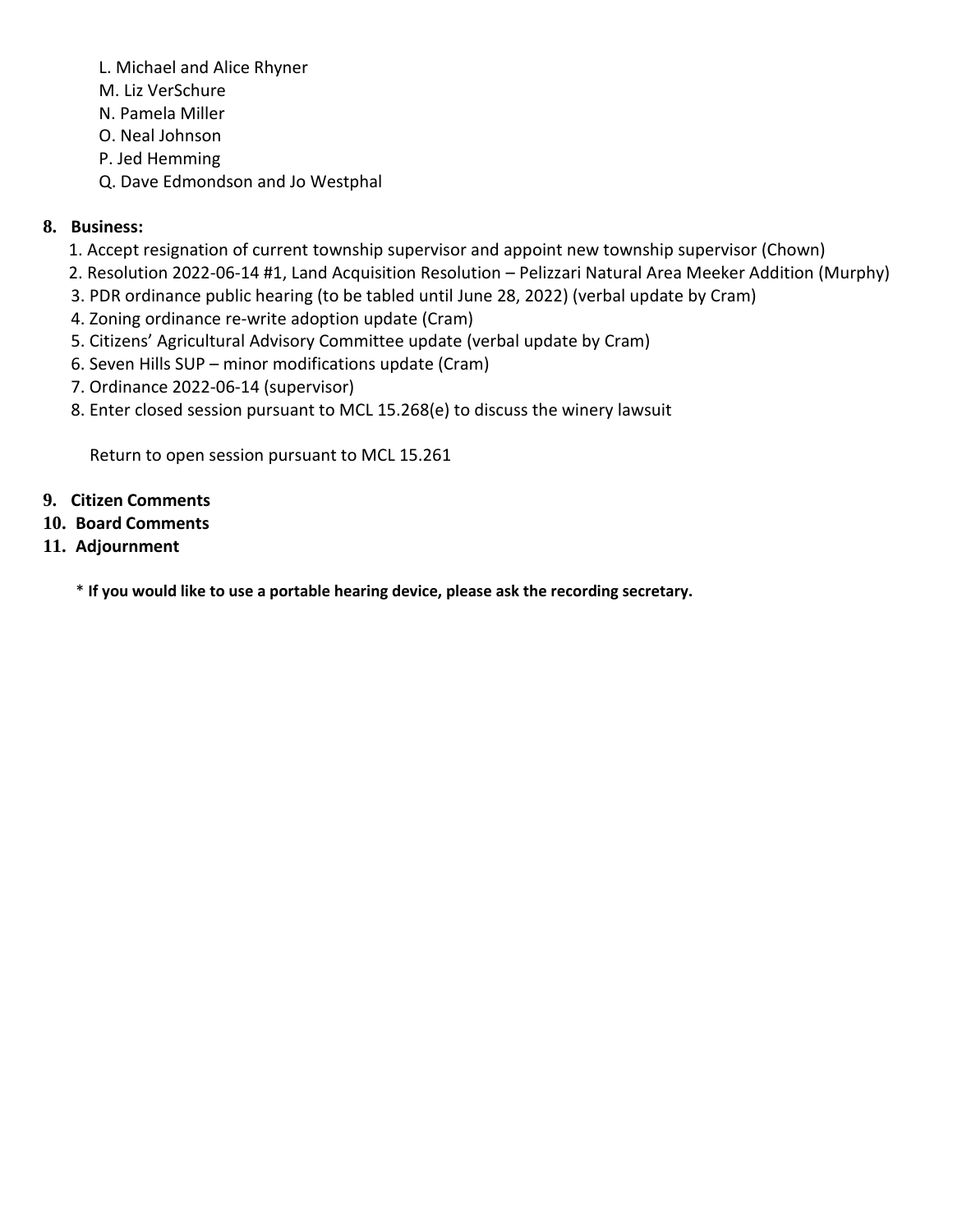L. Michael and Alice Rhyner
M. Liz VerSchure
N. Pamela Miller
O. Neal Johnson
P. Jed Hemming
Q. Dave Edmondson and Jo Westphal

**8. Business:**

1. Accept resignation of current township supervisor and appoint new township supervisor (Chown)
2. Resolution 2022-06-14 #1, Land Acquisition Resolution – Pelizzari Natural Area Meeker Addition (Murphy)
3. PDR ordinance public hearing (to be tabled until June 28, 2022) (verbal update by Cram)
4. Zoning ordinance re-write adoption update (Cram)
5. Citizens' Agricultural Advisory Committee update (verbal update by Cram)
6. Seven Hills SUP – minor modifications update (Cram)
7. Ordinance 2022-06-14 (supervisor)
8. Enter closed session pursuant to MCL 15.268(e) to discuss the winery lawsuit

Return to open session pursuant to MCL 15.261

**9. Citizen Comments**

**10. Board Comments**

**11. Adjournment**

\* **If you would like to use a portable hearing device, please ask the recording secretary.**